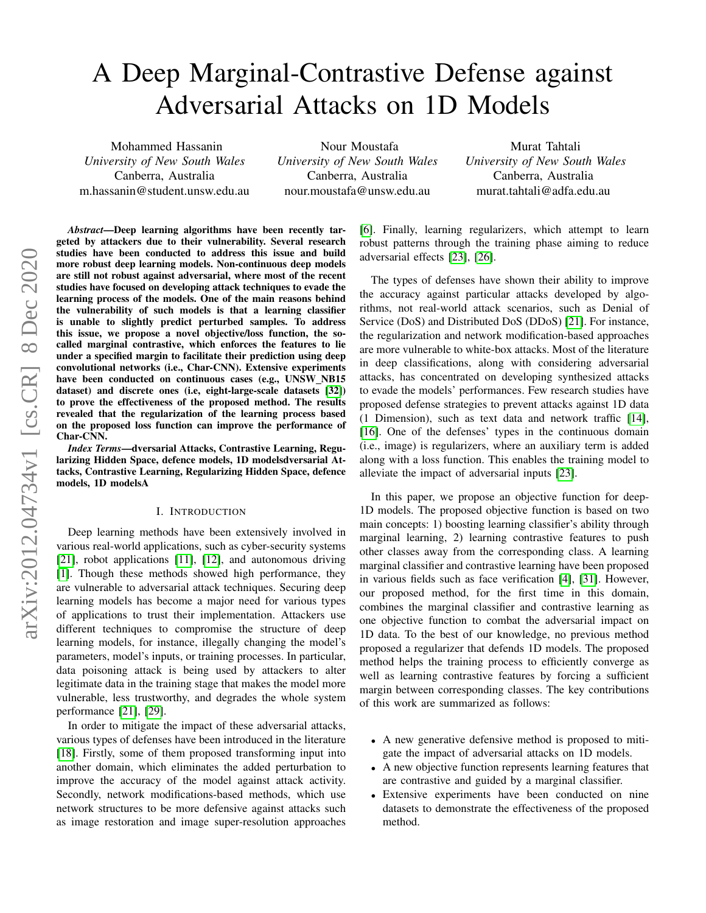# A Deep Marginal-Contrastive Defense against Adversarial Attacks on 1D Models

Mohammed Hassanin
*University of New South Wales*
Canberra, Australia
m.hassanin@student.unsw.edu.au

Nour Moustafa
*University of New South Wales*
Canberra, Australia
nour.moustafa@unsw.edu.au

Murat Tahtali
*University of New South Wales*
Canberra, Australia
murat.tahtali@adfa.edu.au

***Abstract*—Deep learning algorithms have been recently targeted by attackers due to their vulnerability. Several research studies have been conducted to address this issue and build more robust deep learning models. Non-continuous deep models are still not robust against adversarial, where most of the recent studies have focused on developing attack techniques to evade the learning process of the models. One of the main reasons behind the vulnerability of such models is that a learning classifier is unable to slightly predict perturbed samples. To address this issue, we propose a novel objective/loss function, the so-called marginal contrastive, which enforces the features to lie under a specified margin to facilitate their prediction using deep convolutional networks (i.e., Char-CNN). Extensive experiments have been conducted on continuous cases (e.g., UNSW_NB15 dataset) and discrete ones (i.e, eight-large-scale datasets [32]) to prove the effectiveness of the proposed method. The results revealed that the regularization of the learning process based on the proposed loss function can improve the performance of Char-CNN.**

***Index Terms*—dversarial Attacks, Contrastive Learning, Regularizing Hidden Space, defence models, 1D modelsdversarial Attacks, Contrastive Learning, Regularizing Hidden Space, defence models, 1D modelsA**

## I. Introduction

Deep learning methods have been extensively involved in various real-world applications, such as cyber-security systems [21], robot applications [11], [12], and autonomous driving [1]. Though these methods showed high performance, they are vulnerable to adversarial attack techniques. Securing deep learning models has become a major need for various types of applications to trust their implementation. Attackers use different techniques to compromise the structure of deep learning models, for instance, illegally changing the model's parameters, model's inputs, or training processes. In particular, data poisoning attack is being used by attackers to alter legitimate data in the training stage that makes the model more vulnerable, less trustworthy, and degrades the whole system performance [21], [29].

In order to mitigate the impact of these adversarial attacks, various types of defenses have been introduced in the literature [18]. Firstly, some of them proposed transforming input into another domain, which eliminates the added perturbation to improve the accuracy of the model against attack activity. Secondly, network modifications-based methods, which use network structures to be more defensive against attacks such as image restoration and image super-resolution approaches [6]. Finally, learning regularizers, which attempt to learn robust patterns through the training phase aiming to reduce adversarial effects [23], [26].

The types of defenses have shown their ability to improve the accuracy against particular attacks developed by algorithms, not real-world attack scenarios, such as Denial of Service (DoS) and Distributed DoS (DDoS) [21]. For instance, the regularization and network modification-based approaches are more vulnerable to white-box attacks. Most of the literature in deep classifications, along with considering adversarial attacks, has concentrated on developing synthesized attacks to evade the models' performances. Few research studies have proposed defense strategies to prevent attacks against 1D data (1 Dimension), such as text data and network traffic [14], [16]. One of the defenses' types in the continuous domain (i.e., image) is regularizers, where an auxiliary term is added along with a loss function. This enables the training model to alleviate the impact of adversarial inputs [23].

In this paper, we propose an objective function for deep-1D models. The proposed objective function is based on two main concepts: 1) boosting learning classifier's ability through marginal learning, 2) learning contrastive features to push other classes away from the corresponding class. A learning marginal classifier and contrastive learning have been proposed in various fields such as face verification [4], [31]. However, our proposed method, for the first time in this domain, combines the marginal classifier and contrastive learning as one objective function to combat the adversarial impact on 1D data. To the best of our knowledge, no previous method proposed a regularizer that defends 1D models. The proposed method helps the training process to efficiently converge as well as learning contrastive features by forcing a sufficient margin between corresponding classes. The key contributions of this work are summarized as follows:

- A new generative defensive method is proposed to mitigate the impact of adversarial attacks on 1D models.
- A new objective function represents learning features that are contrastive and guided by a marginal classifier.
- Extensive experiments have been conducted on nine datasets to demonstrate the effectiveness of the proposed method.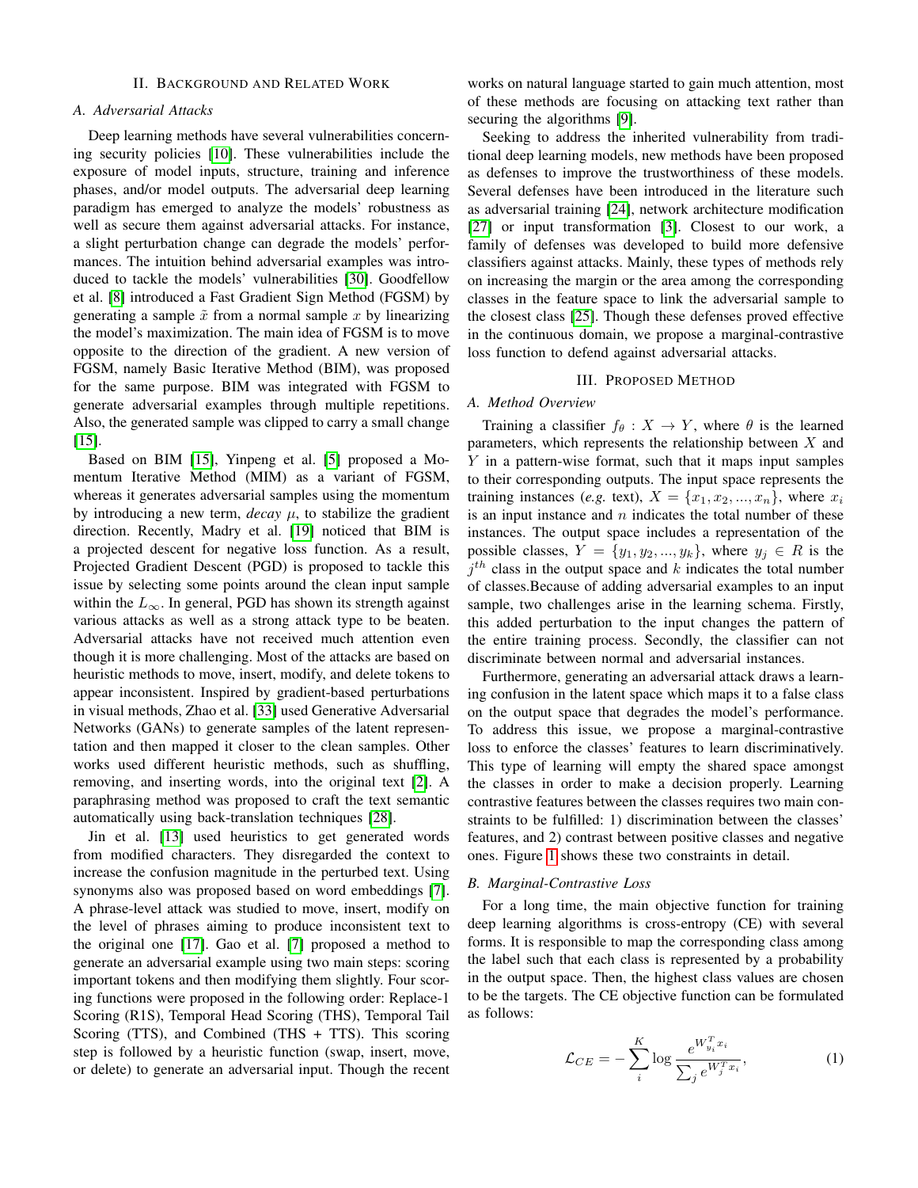## II. Background and Related Work

### A. Adversarial Attacks

Deep learning methods have several vulnerabilities concerning security policies [10]. These vulnerabilities include the exposure of model inputs, structure, training and inference phases, and/or model outputs. The adversarial deep learning paradigm has emerged to analyze the models' robustness as well as secure them against adversarial attacks. For instance, a slight perturbation change can degrade the models' performances. The intuition behind adversarial examples was introduced to tackle the models' vulnerabilities [30]. Goodfellow et al. [8] introduced a Fast Gradient Sign Method (FGSM) by generating a sample $\tilde{x}$ from a normal sample $x$ by linearizing the model's maximization. The main idea of FGSM is to move opposite to the direction of the gradient. A new version of FGSM, namely Basic Iterative Method (BIM), was proposed for the same purpose. BIM was integrated with FGSM to generate adversarial examples through multiple repetitions. Also, the generated sample was clipped to carry a small change [15].

Based on BIM [15], Yinpeng et al. [5] proposed a Momentum Iterative Method (MIM) as a variant of FGSM, whereas it generates adversarial samples using the momentum by introducing a new term, *decay* $\mu$, to stabilize the gradient direction. Recently, Madry et al. [19] noticed that BIM is a projected descent for negative loss function. As a result, Projected Gradient Descent (PGD) is proposed to tackle this issue by selecting some points around the clean input sample within the $L_\infty$. In general, PGD has shown its strength against various attacks as well as a strong attack type to be beaten. Adversarial attacks have not received much attention even though it is more challenging. Most of the attacks are based on heuristic methods to move, insert, modify, and delete tokens to appear inconsistent. Inspired by gradient-based perturbations in visual methods, Zhao et al. [33] used Generative Adversarial Networks (GANs) to generate samples of the latent representation and then mapped it closer to the clean samples. Other works used different heuristic methods, such as shuffling, removing, and inserting words, into the original text [2]. A paraphrasing method was proposed to craft the text semantic automatically using back-translation techniques [28].

Jin et al. [13] used heuristics to get generated words from modified characters. They disregarded the context to increase the confusion magnitude in the perturbed text. Using synonyms also was proposed based on word embeddings [7]. A phrase-level attack was studied to move, insert, modify on the level of phrases aiming to produce inconsistent text to the original one [17]. Gao et al. [7] proposed a method to generate an adversarial example using two main steps: scoring important tokens and then modifying them slightly. Four scoring functions were proposed in the following order: Replace-1 Scoring (R1S), Temporal Head Scoring (THS), Temporal Tail Scoring (TTS), and Combined (THS + TTS). This scoring step is followed by a heuristic function (swap, insert, move, or delete) to generate an adversarial input. Though the recent works on natural language started to gain much attention, most of these methods are focusing on attacking text rather than securing the algorithms [9].

Seeking to address the inherited vulnerability from traditional deep learning models, new methods have been proposed as defenses to improve the trustworthiness of these models. Several defenses have been introduced in the literature such as adversarial training [24], network architecture modification [27] or input transformation [3]. Closest to our work, a family of defenses was developed to build more defensive classifiers against attacks. Mainly, these types of methods rely on increasing the margin or the area among the corresponding classes in the feature space to link the adversarial sample to the closest class [25]. Though these defenses proved effective in the continuous domain, we propose a marginal-contrastive loss function to defend against adversarial attacks.

## III. Proposed Method

### A. Method Overview

Training a classifier $f_\theta : X \rightarrow Y$, where $\theta$ is the learned parameters, which represents the relationship between $X$ and $Y$ in a pattern-wise format, such that it maps input samples to their corresponding outputs. The input space represents the training instances (*e.g.* text), $X = \{x_1, x_2, ..., x_n\}$, where $x_i$ is an input instance and $n$ indicates the total number of these instances. The output space includes a representation of the possible classes, $Y = \{y_1, y_2, ..., y_k\}$, where $y_j \in R$ is the $j^{th}$ class in the output space and $k$ indicates the total number of classes.Because of adding adversarial examples to an input sample, two challenges arise in the learning schema. Firstly, this added perturbation to the input changes the pattern of the entire training process. Secondly, the classifier can not discriminate between normal and adversarial instances.

Furthermore, generating an adversarial attack draws a learning confusion in the latent space which maps it to a false class on the output space that degrades the model's performance. To address this issue, we propose a marginal-contrastive loss to enforce the classes' features to learn discriminatively. This type of learning will empty the shared space amongst the classes in order to make a decision properly. Learning contrastive features between the classes requires two main constraints to be fulfilled: 1) discrimination between the classes' features, and 2) contrast between positive classes and negative ones. Figure 1 shows these two constraints in detail.

### B. Marginal-Contrastive Loss

For a long time, the main objective function for training deep learning algorithms is cross-entropy (CE) with several forms. It is responsible to map the corresponding class among the label such that each class is represented by a probability in the output space. Then, the highest class values are chosen to be the targets. The CE objective function can be formulated as follows:

$$\mathcal{L}_{CE} = - \sum_{i}^{K} \log \frac{e^{W_{y_i}^T x_i}}{\sum_j e^{W_j^T x_i}}, \tag{1}$$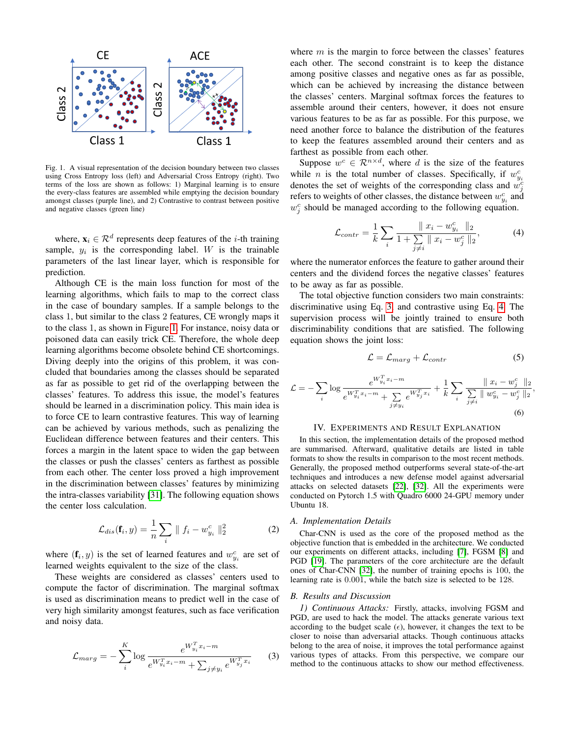Fig. 1. A visual representation of the decision boundary between two classes using Cross Entropy loss (left) and Adversarial Cross Entropy (right). Two terms of the loss are shown as follows: 1) Marginal learning is to ensure the every-class features are assembled while emptying the decision boundary amongst classes (purple line), and 2) Contrastive to contrast between positive and negative classes (green line)

where, $\mathbf{x}_i \in \mathcal{R}^d$ represents deep features of the $i$-th training sample, $y_i$ is the corresponding label. $W$ is the trainable parameters of the last linear layer, which is responsible for prediction.

Although CE is the main loss function for most of the learning algorithms, which fails to map to the correct class in the case of boundary samples. If a sample belongs to the class 1, but similar to the class 2 features, CE wrongly maps it to the class 1, as shown in Figure 1. For instance, noisy data or poisoned data can easily trick CE. Therefore, the whole deep learning algorithms become obsolete behind CE shortcomings. Diving deeply into the origins of this problem, it was concluded that boundaries among the classes should be separated as far as possible to get rid of the overlapping between the classes' features. To address this issue, the model's features should be learned in a discrimination policy. This main idea is to force CE to learn contrastive features. This way of learning can be achieved by various methods, such as penalizing the Euclidean difference between features and their centers. This forces a margin in the latent space to widen the gap between the classes or push the classes' centers as farthest as possible from each other. The center loss proved a high improvement in the discrimination between classes' features by minimizing the intra-classes variability [31]. The following equation shows the center loss calculation.

$$\mathcal{L}_{dis}(\mathbf{f}_i, y) = \frac{1}{n} \sum_{i} \parallel f_i - w^c_{y_i} \parallel^2_2 \tag{2}$$

where $(\mathbf{f}_i, y)$ is the set of learned features and $w^c_{y_i}$ are set of learned weights equivalent to the size of the class.

These weights are considered as classes' centers used to compute the factor of discrimination. The marginal softmax is used as discrimination means to predict well in the case of very high similarity amongst features, such as face verification and noisy data.

$$\mathcal{L}_{marg} = -\sum_{i}^{K} \log \frac{e^{W^T_{y_i} x_i - m}}{e^{W^T_{y_i} x_i - m} + \sum_{j \neq y_i} e^{W^T_{y_j} x_i}} \tag{3}$$

where $m$ is the margin to force between the classes' features each other. The second constraint is to keep the distance among positive classes and negative ones as far as possible, which can be achieved by increasing the distance between the classes' centers. Marginal softmax forces the features to assemble around their centers, however, it does not ensure various features to be as far as possible. For this purpose, we need another force to balance the distribution of the features to keep the features assembled around their centers and as farthest as possible from each other.

Suppose $w^c \in \mathcal{R}^{n \times d}$, where $d$ is the size of the features while $n$ is the total number of classes. Specifically, if $w^c_{y_i}$ denotes the set of weights of the corresponding class and $w^c_j$ refers to weights of other classes, the distance between $w^c_{y_i}$ and $w^c_j$ should be managed according to the following equation.

$$\mathcal{L}_{contr} = \frac{1}{k} \sum_{i} \frac{\parallel x_i - w^c_{y_i} \parallel_2}{1 + \sum\limits_{j \neq i} \parallel x_i - w^c_j \parallel_2}, \tag{4}$$

where the numerator enforces the feature to gather around their centers and the dividend forces the negative classes' features to be away as far as possible.

The total objective function considers two main constraints: discriminative using Eq. 3 and contrastive using Eq. 4. The supervision process will be jointly trained to ensure both discriminability conditions that are satisfied. The following equation shows the joint loss:

$$\mathcal{L} = \mathcal{L}_{marg} + \mathcal{L}_{contr} \tag{5}$$

$$\mathcal{L} = -\sum_{i} \log \frac{e^{W^T_{y_i} x_i - m}}{e^{W^T_{y_i} x_i - m} + \sum\limits_{j \neq y_i} e^{W^T_{y_j} x_i}} + \frac{1}{k} \sum_{i} \frac{\parallel x_i - w^c_j \parallel_2}{\sum\limits_{j \neq i} \parallel w^c_{y_i} - w^c_j \parallel_2}, \tag{6}$$

## IV. Experiments and Result Explanation

In this section, the implementation details of the proposed method are summarised. Afterward, qualitative details are listed in table formats to show the results in comparison to the most recent methods. Generally, the proposed method outperforms several state-of-the-art techniques and introduces a new defense model against adversarial attacks on selected datasets [22], [32]. All the experiments were conducted on Pytorch 1.5 with Quadro 6000 24-GPU memory under Ubuntu 18.

### A. Implementation Details

Char-CNN is used as the core of the proposed method as the objective function that is embedded in the architecture. We conducted our experiments on different attacks, including [7], FGSM [8] and PGD [19]. The parameters of the core architecture are the default ones of Char-CNN [32], the number of training epochs is 100, the learning rate is 0.001, while the batch size is selected to be 128.

### B. Results and Discussion

*1) Continuous Attacks:* Firstly, attacks, involving FGSM and PGD, are used to hack the model. The attacks generate various text according to the budget scale ($\epsilon$), however, it changes the text to be closer to noise than adversarial attacks. Though continuous attacks belong to the area of noise, it improves the total performance against various types of attacks. From this perspective, we compare our method to the continuous attacks to show our method effectiveness.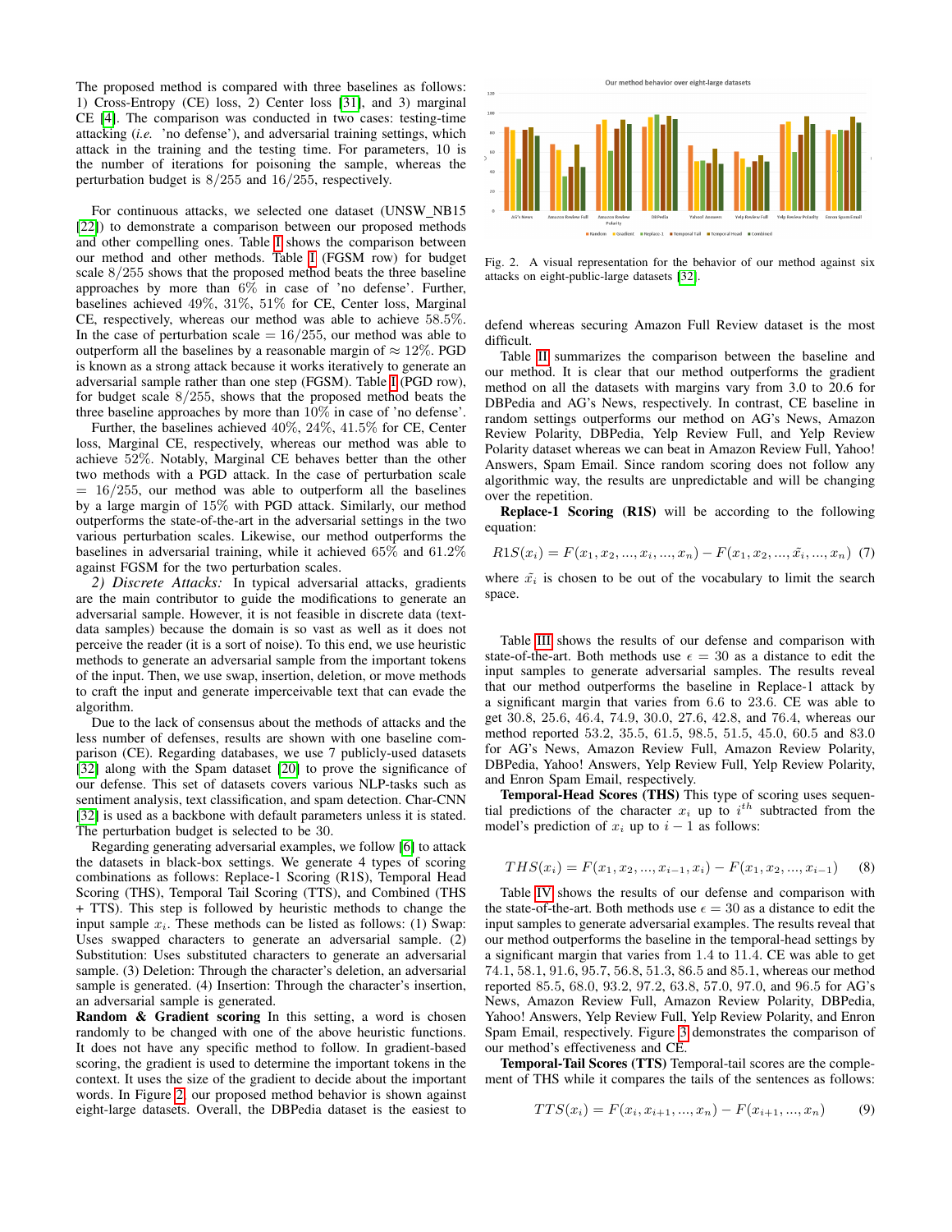The proposed method is compared with three baselines as follows: 1) Cross-Entropy (CE) loss, 2) Center loss [31], and 3) marginal CE [4]. The comparison was conducted in two cases: testing-time attacking (*i.e.* 'no defense'), and adversarial training settings, which attack in the training and the testing time. For parameters, 10 is the number of iterations for poisoning the sample, whereas the perturbation budget is $8/255$ and $16/255$, respectively.

For continuous attacks, we selected one dataset (UNSW_NB15 [22]) to demonstrate a comparison between our proposed methods and other compelling ones. Table I shows the comparison between our method and other methods. Table I (FGSM row) for budget scale $8/255$ shows that the proposed method beats the three baseline approaches by more than 6% in case of 'no defense'. Further, baselines achieved 49%, 31%, 51% for CE, Center loss, Marginal CE, respectively, whereas our method was able to achieve 58.5%. In the case of perturbation scale $= 16/255$, our method was able to outperform all the baselines by a reasonable margin of $\approx 12\%$. PGD is known as a strong attack because it works iteratively to generate an adversarial sample rather than one step (FGSM). Table I (PGD row), for budget scale $8/255$, shows that the proposed method beats the three baseline approaches by more than 10% in case of 'no defense'.

Further, the baselines achieved 40%, 24%, 41.5% for CE, Center loss, Marginal CE, respectively, whereas our method was able to achieve 52%. Notably, Marginal CE behaves better than the other two methods with a PGD attack. In the case of perturbation scale $= 16/255$, our method was able to outperform all the baselines by a large margin of 15% with PGD attack. Similarly, our method outperforms the state-of-the-art in the adversarial settings in the two various perturbation scales. Likewise, our method outperforms the baselines in adversarial training, while it achieved 65% and 61.2% against FGSM for the two perturbation scales.

*2) Discrete Attacks:* In typical adversarial attacks, gradients are the main contributor to guide the modifications to generate an adversarial sample. However, it is not feasible in discrete data (text-data samples) because the domain is so vast as well as it does not perceive the reader (it is a sort of noise). To this end, we use heuristic methods to generate an adversarial sample from the important tokens of the input. Then, we use swap, insertion, deletion, or move methods to craft the input and generate imperceivable text that can evade the algorithm.

Due to the lack of consensus about the methods of attacks and the less number of defenses, results are shown with one baseline comparison (CE). Regarding databases, we use 7 publicly-used datasets [32] along with the Spam dataset [20] to prove the significance of our defense. This set of datasets covers various NLP-tasks such as sentiment analysis, text classification, and spam detection. Char-CNN [32] is used as a backbone with default parameters unless it is stated. The perturbation budget is selected to be 30.

Regarding generating adversarial examples, we follow [6] to attack the datasets in black-box settings. We generate 4 types of scoring combinations as follows: Replace-1 Scoring (R1S), Temporal Head Scoring (THS), Temporal Tail Scoring (TTS), and Combined (THS + TTS). This step is followed by heuristic methods to change the input sample $x_i$. These methods can be listed as follows: (1) Swap: Uses swapped characters to generate an adversarial sample. (2) Substitution: Uses substituted characters to generate an adversarial sample. (3) Deletion: Through the character's deletion, an adversarial sample is generated. (4) Insertion: Through the character's insertion, an adversarial sample is generated.

**Random & Gradient scoring** In this setting, a word is chosen randomly to be changed with one of the above heuristic functions. It does not have any specific method to follow. In gradient-based scoring, the gradient is used to determine the important tokens in the context. It uses the size of the gradient to decide about the important words. In Figure 2, our proposed method behavior is shown against eight-large datasets. Overall, the DBPedia dataset is the easiest to defend whereas securing Amazon Full Review dataset is the most difficult.

Fig. 2. A visual representation for the behavior of our method against six attacks on eight-public-large datasets [32].

Table II summarizes the comparison between the baseline and our method. It is clear that our method outperforms the gradient method on all the datasets with margins vary from 3.0 to 20.6 for DBPedia and AG's News, respectively. In contrast, CE baseline in random settings outperforms our method on AG's News, Amazon Review Polarity, DBPedia, Yelp Review Full, and Yelp Review Polarity dataset whereas we can beat in Amazon Review Full, Yahoo! Answers, Spam Email. Since random scoring does not follow any algorithmic way, the results are unpredictable and will be changing over the repetition.

**Replace-1 Scoring (R1S)** will be according to the following equation:

$$R1S(x_i) = F(x_1, x_2, ..., x_i, ..., x_n) - F(x_1, x_2, ..., \tilde{x_i}, ..., x_n) \quad (7)$$

where $\tilde{x_i}$ is chosen to be out of the vocabulary to limit the search space.

Table III shows the results of our defense and comparison with state-of-the-art. Both methods use $\epsilon = 30$ as a distance to edit the input samples to generate adversarial samples. The results reveal that our method outperforms the baseline in Replace-1 attack by a significant margin that varies from 6.6 to 23.6. CE was able to get 30.8, 25.6, 46.4, 74.9, 30.0, 27.6, 42.8, and 76.4, whereas our method reported 53.2, 35.5, 61.5, 98.5, 51.5, 45.0, 60.5 and 83.0 for AG's News, Amazon Review Full, Amazon Review Polarity, DBPedia, Yahoo! Answers, Yelp Review Full, Yelp Review Polarity, and Enron Spam Email, respectively.

**Temporal-Head Scores (THS)** This type of scoring uses sequential predictions of the character $x_i$ up to $i^{th}$ subtracted from the model's prediction of $x_i$ up to $i-1$ as follows:

$$THS(x_i) = F(x_1, x_2, ..., x_{i-1}, x_i) - F(x_1, x_2, ..., x_{i-1}) \quad (8)$$

Table IV shows the results of our defense and comparison with the state-of-the-art. Both methods use $\epsilon = 30$ as a distance to edit the input samples to generate adversarial examples. The results reveal that our method outperforms the baseline in the temporal-head settings by a significant margin that varies from 1.4 to 11.4. CE was able to get 74.1, 58.1, 91.6, 95.7, 56.8, 51.3, 86.5 and 85.1, whereas our method reported 85.5, 68.0, 93.2, 97.2, 63.8, 57.0, 97.0, and 96.5 for AG's News, Amazon Review Full, Amazon Review Polarity, DBPedia, Yahoo! Answers, Yelp Review Full, Yelp Review Polarity, and Enron Spam Email, respectively. Figure 3 demonstrates the comparison of our method's effectiveness and CE.

**Temporal-Tail Scores (TTS)** Temporal-tail scores are the complement of THS while it compares the tails of the sentences as follows:

$$TTS(x_i) = F(x_i, x_{i+1}, ..., x_n) - F(x_{i+1}, ..., x_n) \quad (9)$$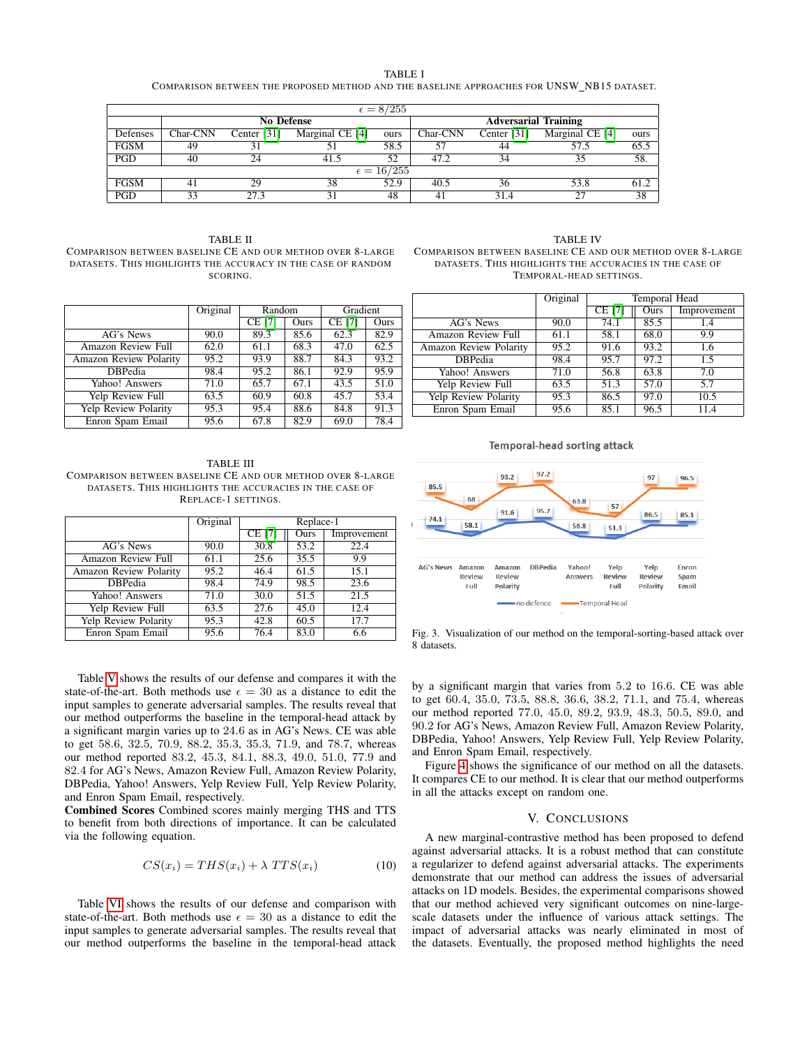TABLE I
COMPARISON BETWEEN THE PROPOSED METHOD AND THE BASELINE APPROACHES FOR UNSW_NB15 DATASET.

| $\epsilon = 8/255$ | | | | | | | | |
|---|---|---|---|---|---|---|---|---|
| | **No Defense** | | | | **Adversarial Training** | | | |
| Defenses | Char-CNN | Center [31] | Marginal CE [4] | ours | Char-CNN | Center [31] | Marginal CE [4] | ours |
| FGSM | 49 | 31 | 51 | 58.5 | 57 | 44 | 57.5 | 65.5 |
| PGD | 40 | 24 | 41.5 | 52 | 47.2 | 34 | 35 | 58. |
| $\epsilon = 16/255$ | | | | | | | | |
| FGSM | 41 | 29 | 38 | 52.9 | 40.5 | 36 | 53.8 | 61.2 |
| PGD | 33 | 27.3 | 31 | 48 | 41 | 31.4 | 27 | 38 |

TABLE II
COMPARISON BETWEEN BASELINE CE AND OUR METHOD OVER 8-LARGE DATASETS. THIS HIGHLIGHTS THE ACCURACY IN THE CASE OF RANDOM SCORING.

| | Original | Random | | Gradient | |
|---|---|---|---|---|---|
| | | CE [7] | Ours | CE [7] | Ours |
| AG's News | 90.0 | 89.3 | 85.6 | 62.3 | 82.9 |
| Amazon Review Full | 62.0 | 61.1 | 68.3 | 47.0 | 62.5 |
| Amazon Review Polarity | 95.2 | 93.9 | 88.7 | 84.3 | 93.2 |
| DBPedia | 98.4 | 95.2 | 86.1 | 92.9 | 95.9 |
| Yahoo! Answers | 71.0 | 65.7 | 67.1 | 43.5 | 51.0 |
| Yelp Review Full | 63.5 | 60.9 | 60.8 | 45.7 | 53.4 |
| Yelp Review Polarity | 95.3 | 95.4 | 88.6 | 84.8 | 91.3 |
| Enron Spam Email | 95.6 | 67.8 | 82.9 | 69.0 | 78.4 |

TABLE III
COMPARISON BETWEEN BASELINE CE AND OUR METHOD OVER 8-LARGE DATASETS. THIS HIGHLIGHTS THE ACCURACIES IN THE CASE OF REPLACE-1 SETTINGS.

| | Original | Replace-1 | | |
|---|---|---|---|---|
| | | CE [7] | Ours | Improvement |
| AG's News | 90.0 | 30.8 | 53.2 | 22.4 |
| Amazon Review Full | 61.1 | 25.6 | 35.5 | 9.9 |
| Amazon Review Polarity | 95.2 | 46.4 | 61.5 | 15.1 |
| DBPedia | 98.4 | 74.9 | 98.5 | 23.6 |
| Yahoo! Answers | 71.0 | 30.0 | 51.5 | 21.5 |
| Yelp Review Full | 63.5 | 27.6 | 45.0 | 12.4 |
| Yelp Review Polarity | 95.3 | 42.8 | 60.5 | 17.7 |
| Enron Spam Email | 95.6 | 76.4 | 83.0 | 6.6 |

TABLE IV
COMPARISON BETWEEN BASELINE CE AND OUR METHOD OVER 8-LARGE DATASETS. THIS HIGHLIGHTS THE ACCURACIES IN THE CASE OF TEMPORAL-HEAD SETTINGS.

| | Original | Temporal Head | | |
|---|---|---|---|---|
| | | CE [7] | Ours | Improvement |
| AG's News | 90.0 | 74.1 | 85.5 | 1.4 |
| Amazon Review Full | 61.1 | 58.1 | 68.0 | 9.9 |
| Amazon Review Polarity | 95.2 | 91.6 | 93.2 | 1.6 |
| DBPedia | 98.4 | 95.7 | 97.2 | 1.5 |
| Yahoo! Answers | 71.0 | 56.8 | 63.8 | 7.0 |
| Yelp Review Full | 63.5 | 51.3 | 57.0 | 5.7 |
| Yelp Review Polarity | 95.3 | 86.5 | 97.0 | 10.5 |
| Enron Spam Email | 95.6 | 85.1 | 96.5 | 11.4 |

Fig. 3. Visualization of our method on the temporal-sorting-based attack over 8 datasets.

Table V shows the results of our defense and compares it with the state-of-the-art. Both methods use $\epsilon = 30$ as a distance to edit the input samples to generate adversarial samples. The results reveal that our method outperforms the baseline in the temporal-head attack by a significant margin varies up to 24.6 as in AG's News. CE was able to get 58.6, 32.5, 70.9, 88.2, 35.3, 35.3, 71.9, and 78.7, whereas our method reported 83.2, 45.3, 84.1, 88.3, 49.0, 51.0, 77.9 and 82.4 for AG's News, Amazon Review Full, Amazon Review Polarity, DBPedia, Yahoo! Answers, Yelp Review Full, Yelp Review Polarity, and Enron Spam Email, respectively.

**Combined Scores** Combined scores mainly merging THS and TTS to benefit from both directions of importance. It can be calculated via the following equation.

$$CS(x_i) = THS(x_i) + \lambda\, TTS(x_i) \tag{10}$$

Table VI shows the results of our defense and comparison with state-of-the-art. Both methods use $\epsilon = 30$ as a distance to edit the input samples to generate adversarial samples. The results reveal that our method outperforms the baseline in the temporal-head attack by a significant margin that varies from 5.2 to 16.6. CE was able to get 60.4, 35.0, 73.5, 88.8, 36.6, 38.2, 71.1, and 75.4, whereas our method reported 77.0, 45.0, 89.2, 93.9, 48.3, 50.5, 89.0, and 90.2 for AG's News, Amazon Review Full, Amazon Review Polarity, DBPedia, Yahoo! Answers, Yelp Review Full, Yelp Review Polarity, and Enron Spam Email, respectively.

Figure 4 shows the significance of our method on all the datasets. It compares CE to our method. It is clear that our method outperforms in all the attacks except on random one.

## V. CONCLUSIONS

A new marginal-contrastive method has been proposed to defend against adversarial attacks. It is a robust method that can constitute a regularizer to defend against adversarial attacks. The experiments demonstrate that our method can address the issues of adversarial attacks on 1D models. Besides, the experimental comparisons showed that our method achieved very significant outcomes on nine-large-scale datasets under the influence of various attack settings. The impact of adversarial attacks was nearly eliminated in most of the datasets. Eventually, the proposed method highlights the need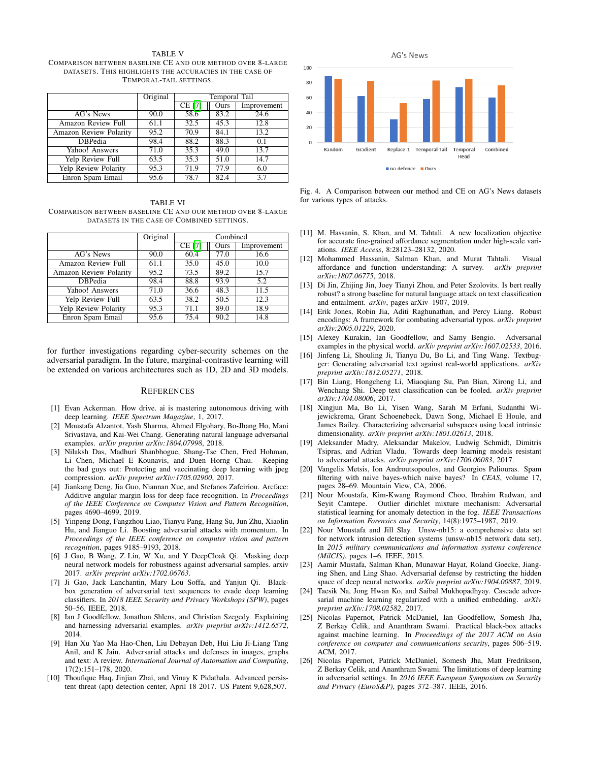TABLE V
COMPARISON BETWEEN BASELINE CE AND OUR METHOD OVER 8-LARGE DATASETS. THIS HIGHLIGHTS THE ACCURACIES IN THE CASE OF TEMPORAL-TAIL SETTINGS.

| | Original | Temporal Tail | | |
|---|---|---|---|---|
| | | CE [7] | Ours | Improvement |
| AG's News | 90.0 | 58.6 | 83.2 | 24.6 |
| Amazon Review Full | 61.1 | 32.5 | 45.3 | 12.8 |
| Amazon Review Polarity | 95.2 | 70.9 | 84.1 | 13.2 |
| DBPedia | 98.4 | 88.2 | 88.3 | 0.1 |
| Yahoo! Answers | 71.0 | 35.3 | 49.0 | 13.7 |
| Yelp Review Full | 63.5 | 35.3 | 51.0 | 14.7 |
| Yelp Review Polarity | 95.3 | 71.9 | 77.9 | 6.0 |
| Enron Spam Email | 95.6 | 78.7 | 82.4 | 3.7 |

TABLE VI
COMPARISON BETWEEN BASELINE CE AND OUR METHOD OVER 8-LARGE DATASETS IN THE CASE OF COMBINED SETTINGS.

| | Original | Combined | | |
|---|---|---|---|---|
| | | CE [7] | Ours | Improvement |
| AG's News | 90.0 | 60.4 | 77.0 | 16.6 |
| Amazon Review Full | 61.1 | 35.0 | 45.0 | 10.0 |
| Amazon Review Polarity | 95.2 | 73.5 | 89.2 | 15.7 |
| DBPedia | 98.4 | 88.8 | 93.9 | 5.2 |
| Yahoo! Answers | 71.0 | 36.6 | 48.3 | 11.5 |
| Yelp Review Full | 63.5 | 38.2 | 50.5 | 12.3 |
| Yelp Review Polarity | 95.3 | 71.1 | 89.0 | 18.9 |
| Enron Spam Email | 95.6 | 75.4 | 90.2 | 14.8 |

for further investigations regarding cyber-security schemes on the adversarial paradigm. In the future, marginal-contrastive learning will be extended on various architectures such as 1D, 2D and 3D models.

Fig. 4. A Comparison between our method and CE on AG's News datasets for various types of attacks.

## REFERENCES

[1] Evan Ackerman. How drive. ai is mastering autonomous driving with deep learning. *IEEE Spectrum Magazine*, 1, 2017.

[2] Moustafa Alzantot, Yash Sharma, Ahmed Elgohary, Bo-Jhang Ho, Mani Srivastava, and Kai-Wei Chang. Generating natural language adversarial examples. *arXiv preprint arXiv:1804.07998*, 2018.

[3] Nilaksh Das, Madhuri Shanbhogue, Shang-Tse Chen, Fred Hohman, Li Chen, Michael E Kounavis, and Duen Horng Chau. Keeping the bad guys out: Protecting and vaccinating deep learning with jpeg compression. *arXiv preprint arXiv:1705.02900*, 2017.

[4] Jiankang Deng, Jia Guo, Niannan Xue, and Stefanos Zafeiriou. Arcface: Additive angular margin loss for deep face recognition. In *Proceedings of the IEEE Conference on Computer Vision and Pattern Recognition*, pages 4690–4699, 2019.

[5] Yinpeng Dong, Fangzhou Liao, Tianyu Pang, Hang Su, Jun Zhu, Xiaolin Hu, and Jianguo Li. Boosting adversarial attacks with momentum. In *Proceedings of the IEEE conference on computer vision and pattern recognition*, pages 9185–9193, 2018.

[6] J Gao, B Wang, Z Lin, W Xu, and Y DeepCloak Qi. Masking deep neural network models for robustness against adversarial samples. arxiv 2017. *arXiv preprint arXiv:1702.06763*.

[7] Ji Gao, Jack Lanchantin, Mary Lou Soffa, and Yanjun Qi. Black-box generation of adversarial text sequences to evade deep learning classifiers. In *2018 IEEE Security and Privacy Workshops (SPW)*, pages 50–56. IEEE, 2018.

[8] Ian J Goodfellow, Jonathon Shlens, and Christian Szegedy. Explaining and harnessing adversarial examples. *arXiv preprint arXiv:1412.6572*, 2014.

[9] Han Xu Yao Ma Hao-Chen, Liu Debayan Deb, Hui Liu Ji-Liang Tang Anil, and K Jain. Adversarial attacks and defenses in images, graphs and text: A review. *International Journal of Automation and Computing*, 17(2):151–178, 2020.

[10] Thoufique Haq, Jinjian Zhai, and Vinay K Pidathala. Advanced persistent threat (apt) detection center, April 18 2017. US Patent 9,628,507.

[11] M. Hassanin, S. Khan, and M. Tahtali. A new localization objective for accurate fine-grained affordance segmentation under high-scale variations. *IEEE Access*, 8:28123–28132, 2020.

[12] Mohammed Hassanin, Salman Khan, and Murat Tahtali. Visual affordance and function understanding: A survey. *arXiv preprint arXiv:1807.06775*, 2018.

[13] Di Jin, Zhijing Jin, Joey Tianyi Zhou, and Peter Szolovits. Is bert really robust? a strong baseline for natural language attack on text classification and entailment. *arXiv*, pages arXiv–1907, 2019.

[14] Erik Jones, Robin Jia, Aditi Raghunathan, and Percy Liang. Robust encodings: A framework for combating adversarial typos. *arXiv preprint arXiv:2005.01229*, 2020.

[15] Alexey Kurakin, Ian Goodfellow, and Samy Bengio. Adversarial examples in the physical world. *arXiv preprint arXiv:1607.02533*, 2016.

[16] Jinfeng Li, Shouling Ji, Tianyu Du, Bo Li, and Ting Wang. Textbugger: Generating adversarial text against real-world applications. *arXiv preprint arXiv:1812.05271*, 2018.

[17] Bin Liang, Hongcheng Li, Miaoqiang Su, Pan Bian, Xirong Li, and Wenchang Shi. Deep text classification can be fooled. *arXiv preprint arXiv:1704.08006*, 2017.

[18] Xingjun Ma, Bo Li, Yisen Wang, Sarah M Erfani, Sudanthi Wijewickrema, Grant Schoenebeck, Dawn Song, Michael E Houle, and James Bailey. Characterizing adversarial subspaces using local intrinsic dimensionality. *arXiv preprint arXiv:1801.02613*, 2018.

[19] Aleksander Madry, Aleksandar Makelov, Ludwig Schmidt, Dimitris Tsipras, and Adrian Vladu. Towards deep learning models resistant to adversarial attacks. *arXiv preprint arXiv:1706.06083*, 2017.

[20] Vangelis Metsis, Ion Androutsopoulos, and Georgios Paliouras. Spam filtering with naive bayes-which naive bayes? In *CEAS*, volume 17, pages 28–69. Mountain View, CA, 2006.

[21] Nour Moustafa, Kim-Kwang Raymond Choo, Ibrahim Radwan, and Seyit Camtepe. Outlier dirichlet mixture mechanism: Adversarial statistical learning for anomaly detection in the fog. *IEEE Transactions on Information Forensics and Security*, 14(8):1975–1987, 2019.

[22] Nour Moustafa and Jill Slay. Unsw-nb15: a comprehensive data set for network intrusion detection systems (unsw-nb15 network data set). In *2015 military communications and information systems conference (MilCIS)*, pages 1–6. IEEE, 2015.

[23] Aamir Mustafa, Salman Khan, Munawar Hayat, Roland Goecke, Jianbing Shen, and Ling Shao. Adversarial defense by restricting the hidden space of deep neural networks. *arXiv preprint arXiv:1904.00887*, 2019.

[24] Taesik Na, Jong Hwan Ko, and Saibal Mukhopadhyay. Cascade adversarial machine learning regularized with a unified embedding. *arXiv preprint arXiv:1708.02582*, 2017.

[25] Nicolas Papernot, Patrick McDaniel, Ian Goodfellow, Somesh Jha, Z Berkay Celik, and Ananthram Swami. Practical black-box attacks against machine learning. In *Proceedings of the 2017 ACM on Asia conference on computer and communications security*, pages 506–519. ACM, 2017.

[26] Nicolas Papernot, Patrick McDaniel, Somesh Jha, Matt Fredrikson, Z Berkay Celik, and Ananthram Swami. The limitations of deep learning in adversarial settings. In *2016 IEEE European Symposium on Security and Privacy (EuroS&P)*, pages 372–387. IEEE, 2016.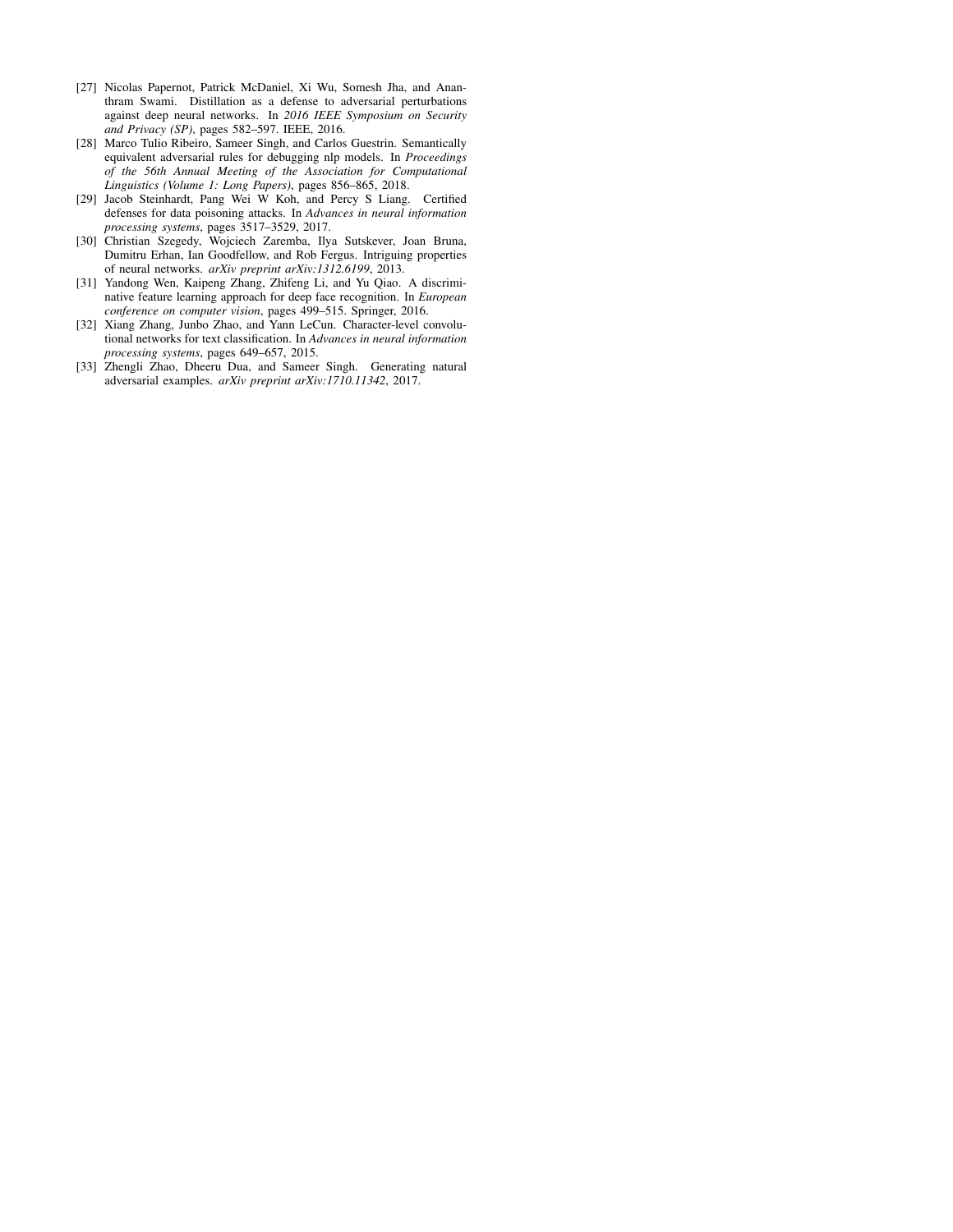[27] Nicolas Papernot, Patrick McDaniel, Xi Wu, Somesh Jha, and Ananthram Swami. Distillation as a defense to adversarial perturbations against deep neural networks. In *2016 IEEE Symposium on Security and Privacy (SP)*, pages 582–597. IEEE, 2016.

[28] Marco Tulio Ribeiro, Sameer Singh, and Carlos Guestrin. Semantically equivalent adversarial rules for debugging nlp models. In *Proceedings of the 56th Annual Meeting of the Association for Computational Linguistics (Volume 1: Long Papers)*, pages 856–865, 2018.

[29] Jacob Steinhardt, Pang Wei W Koh, and Percy S Liang. Certified defenses for data poisoning attacks. In *Advances in neural information processing systems*, pages 3517–3529, 2017.

[30] Christian Szegedy, Wojciech Zaremba, Ilya Sutskever, Joan Bruna, Dumitru Erhan, Ian Goodfellow, and Rob Fergus. Intriguing properties of neural networks. *arXiv preprint arXiv:1312.6199*, 2013.

[31] Yandong Wen, Kaipeng Zhang, Zhifeng Li, and Yu Qiao. A discriminative feature learning approach for deep face recognition. In *European conference on computer vision*, pages 499–515. Springer, 2016.

[32] Xiang Zhang, Junbo Zhao, and Yann LeCun. Character-level convolutional networks for text classification. In *Advances in neural information processing systems*, pages 649–657, 2015.

[33] Zhengli Zhao, Dheeru Dua, and Sameer Singh. Generating natural adversarial examples. *arXiv preprint arXiv:1710.11342*, 2017.